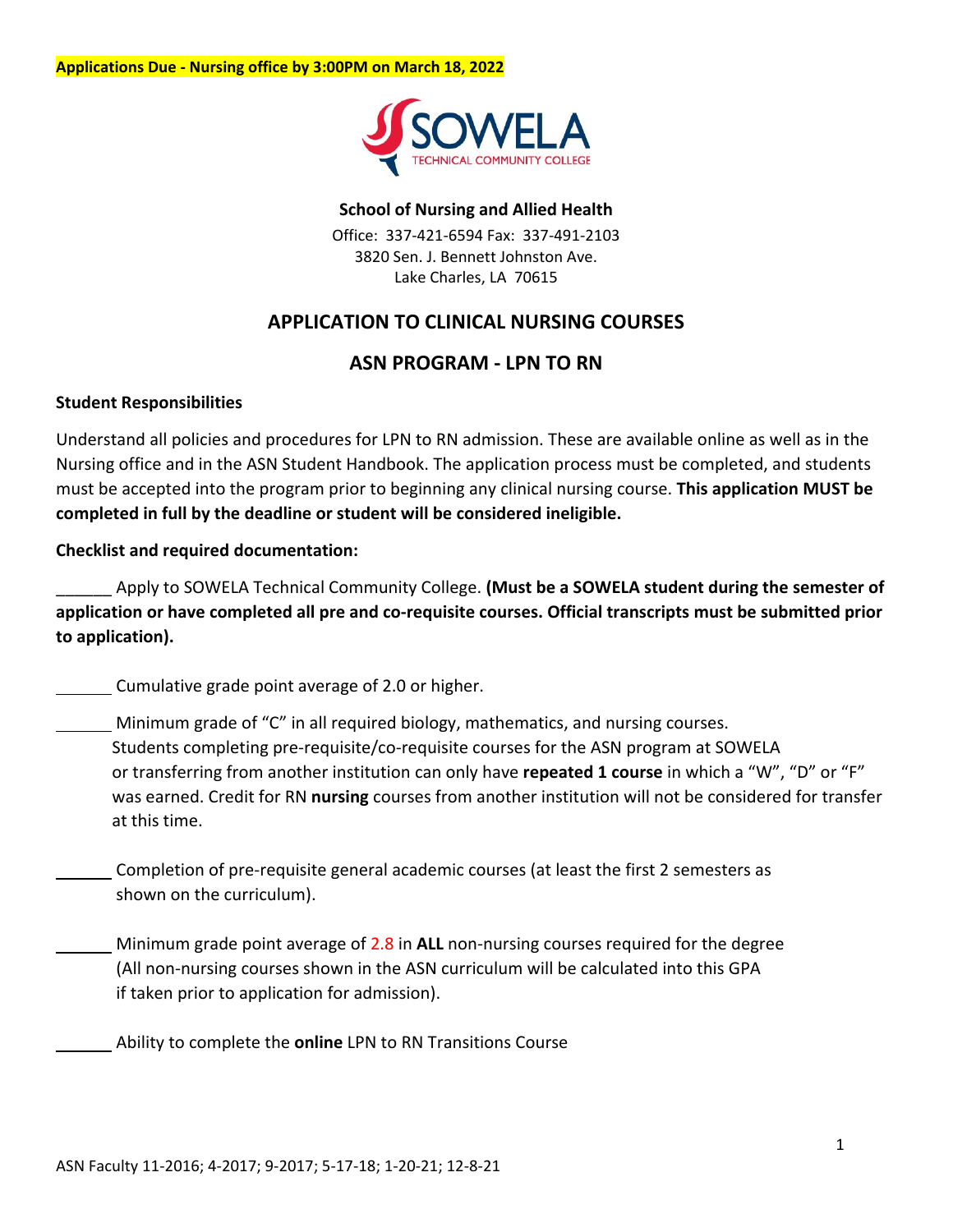**Applications Due - Nursing office by 3:00PM on March 18, 2022**

SOWELA TECHNICAL COMMUNITY COLLEGE

**School of Nursing and Allied Health**

Office: 337-421-6594 Fax: 337-491-2103
3820 Sen. J. Bennett Johnston Ave.
Lake Charles, LA 70615

## APPLICATION TO CLINICAL NURSING COURSES

## ASN PROGRAM - LPN TO RN

**Student Responsibilities**

Understand all policies and procedures for LPN to RN admission. These are available online as well as in the Nursing office and in the ASN Student Handbook. The application process must be completed, and students must be accepted into the program prior to beginning any clinical nursing course. **This application MUST be completed in full by the deadline or student will be considered ineligible.**

**Checklist and required documentation:**

______ Apply to SOWELA Technical Community College. **(Must be a SOWELA student during the semester of application or have completed all pre and co-requisite courses. Official transcripts must be submitted prior to application).**

______ Cumulative grade point average of 2.0 or higher.

______ Minimum grade of "C" in all required biology, mathematics, and nursing courses. Students completing pre-requisite/co-requisite courses for the ASN program at SOWELA or transferring from another institution can only have **repeated 1 course** in which a "W", "D" or "F" was earned. Credit for RN **nursing** courses from another institution will not be considered for transfer at this time.

______ Completion of pre-requisite general academic courses (at least the first 2 semesters as shown on the curriculum).

______ Minimum grade point average of 2.8 in **ALL** non-nursing courses required for the degree (All non-nursing courses shown in the ASN curriculum will be calculated into this GPA if taken prior to application for admission).

______ Ability to complete the **online** LPN to RN Transitions Course

ASN Faculty 11-2016; 4-2017; 9-2017; 5-17-18; 1-20-21; 12-8-21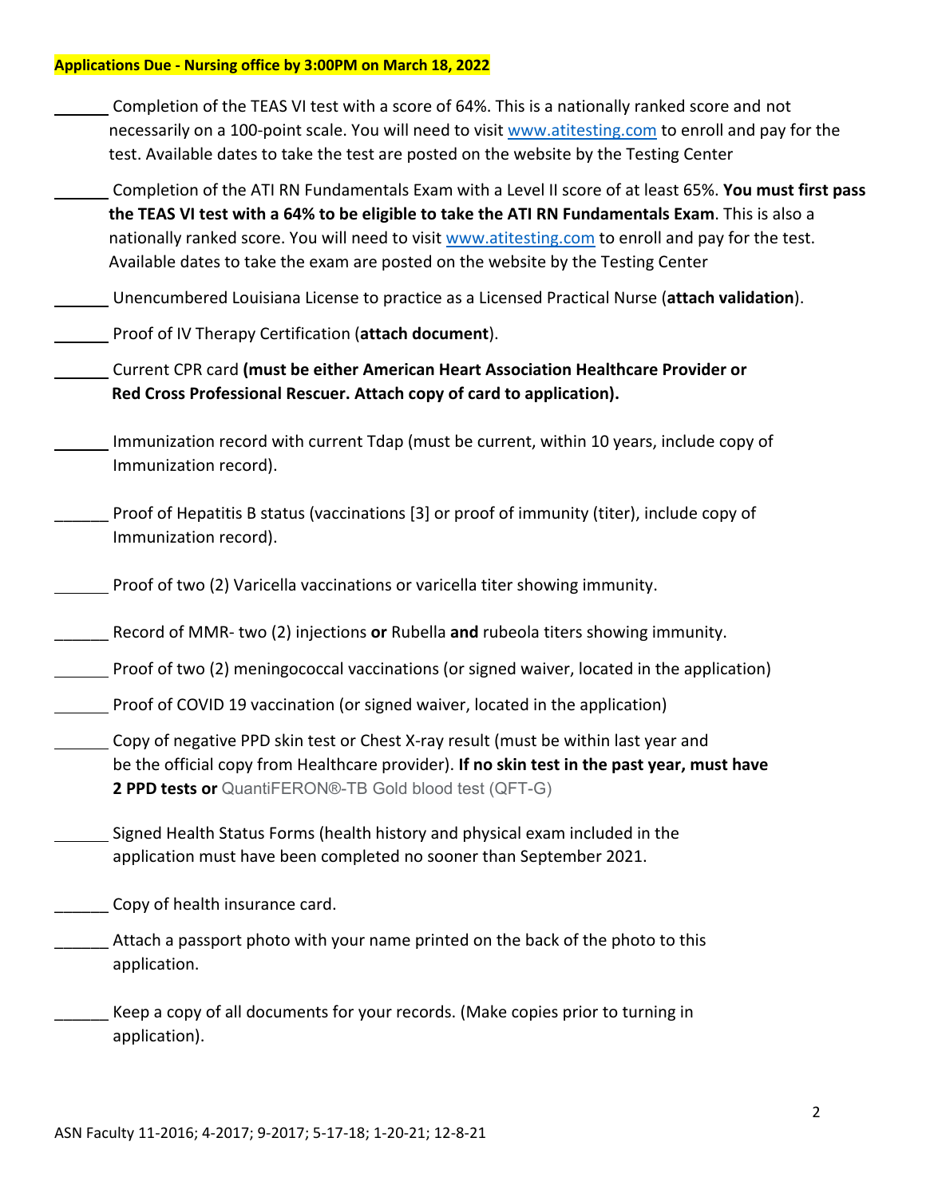**Applications Due - Nursing office by 3:00PM on March 18, 2022**

______ Completion of the TEAS VI test with a score of 64%. This is a nationally ranked score and not necessarily on a 100-point scale. You will need to visit www.atitesting.com to enroll and pay for the test. Available dates to take the test are posted on the website by the Testing Center

______ Completion of the ATI RN Fundamentals Exam with a Level II score of at least 65%. **You must first pass the TEAS VI test with a 64% to be eligible to take the ATI RN Fundamentals Exam**. This is also a nationally ranked score. You will need to visit www.atitesting.com to enroll and pay for the test. Available dates to take the exam are posted on the website by the Testing Center

______ Unencumbered Louisiana License to practice as a Licensed Practical Nurse (**attach validation**).

______ Proof of IV Therapy Certification (**attach document**).

______ Current CPR card **(must be either American Heart Association Healthcare Provider or Red Cross Professional Rescuer. Attach copy of card to application).**

______ Immunization record with current Tdap (must be current, within 10 years, include copy of Immunization record).

______ Proof of Hepatitis B status (vaccinations [3] or proof of immunity (titer), include copy of Immunization record).

______ Proof of two (2) Varicella vaccinations or varicella titer showing immunity.

______ Record of MMR- two (2) injections **or** Rubella **and** rubeola titers showing immunity.

______ Proof of two (2) meningococcal vaccinations (or signed waiver, located in the application)

______ Proof of COVID 19 vaccination (or signed waiver, located in the application)

______ Copy of negative PPD skin test or Chest X-ray result (must be within last year and be the official copy from Healthcare provider). **If no skin test in the past year, must have 2 PPD tests or** QuantiFERON®-TB Gold blood test (QFT-G)

______ Signed Health Status Forms (health history and physical exam included in the application must have been completed no sooner than September 2021.

______ Copy of health insurance card.

______ Attach a passport photo with your name printed on the back of the photo to this application.

______ Keep a copy of all documents for your records. (Make copies prior to turning in application).

ASN Faculty 11-2016; 4-2017; 9-2017; 5-17-18; 1-20-21; 12-8-21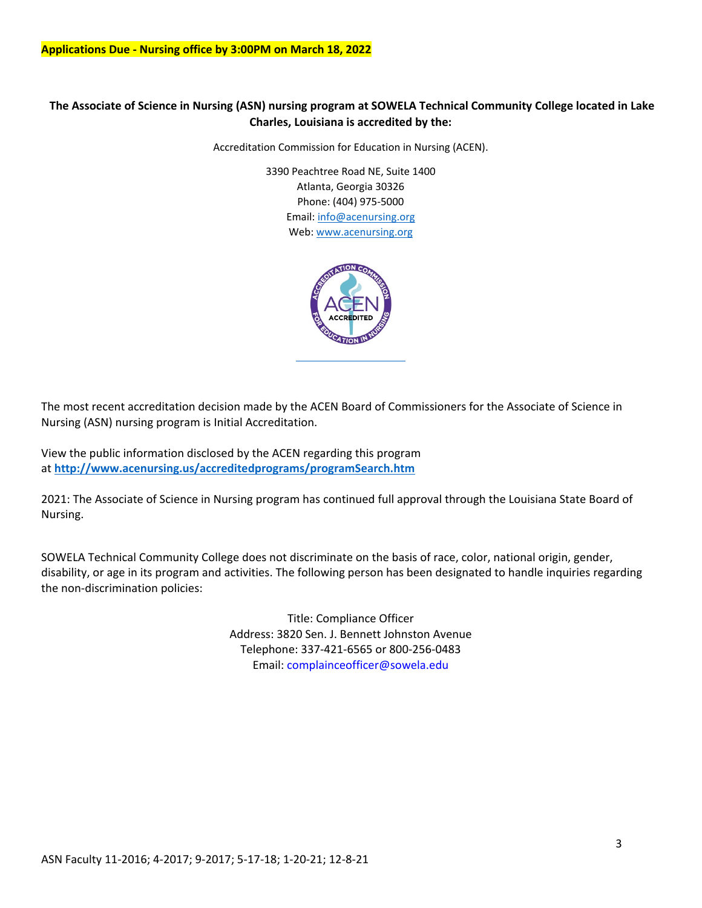**Applications Due - Nursing office by 3:00PM on March 18, 2022**

**The Associate of Science in Nursing (ASN) nursing program at SOWELA Technical Community College located in Lake Charles, Louisiana is accredited by the:**

Accreditation Commission for Education in Nursing (ACEN).

3390 Peachtree Road NE, Suite 1400
Atlanta, Georgia 30326
Phone: (404) 975-5000
Email: info@acenursing.org
Web: www.acenursing.org

The most recent accreditation decision made by the ACEN Board of Commissioners for the Associate of Science in Nursing (ASN) nursing program is Initial Accreditation.

View the public information disclosed by the ACEN regarding this program at **http://www.acenursing.us/accreditedprograms/programSearch.htm**

2021: The Associate of Science in Nursing program has continued full approval through the Louisiana State Board of Nursing.

SOWELA Technical Community College does not discriminate on the basis of race, color, national origin, gender, disability, or age in its program and activities. The following person has been designated to handle inquiries regarding the non-discrimination policies:

Title: Compliance Officer
Address: 3820 Sen. J. Bennett Johnston Avenue
Telephone: 337-421-6565 or 800-256-0483
Email: complainceofficer@sowela.edu

ASN Faculty 11-2016; 4-2017; 9-2017; 5-17-18; 1-20-21; 12-8-21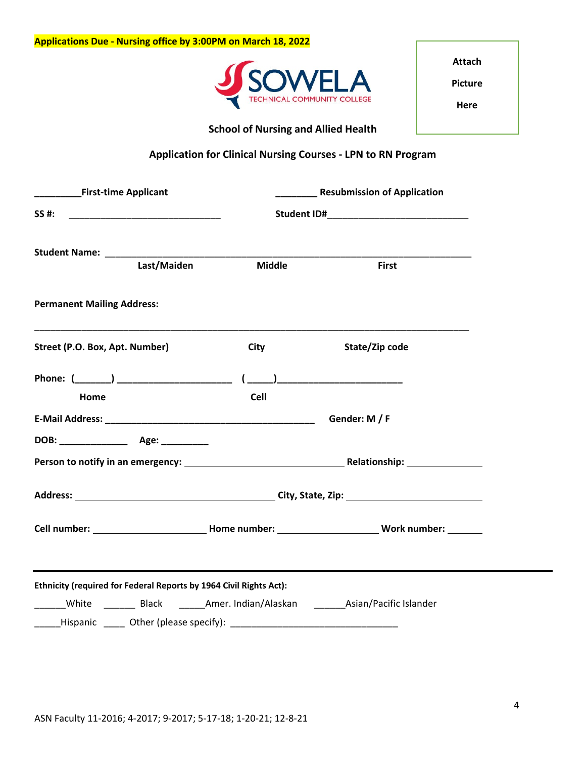**Applications Due - Nursing office by 3:00PM on March 18, 2022**

SOWELA TECHNICAL COMMUNITY COLLEGE

Attach Picture Here

**School of Nursing and Allied Health**

**Application for Clinical Nursing Courses - LPN to RN Program**

**_________First-time Applicant** **________ Resubmission of Application**

**SS #:** ______________________________ **Student ID#**___________________________

**Student Name:** ______________________________________________________________________

**Last/Maiden** **Middle** **First**

**Permanent Mailing Address:**

_____________________________________________________________________________________

**Street (P.O. Box, Apt. Number)** **City** **State/Zip code**

**Phone: (_______) _____________________ (_____)________________________**

**Home** **Cell**

**E-Mail Address: ________________________________________** **Gender: M / F**

**DOB: _____________ Age: _________**

**Person to notify in an emergency:** ______________________________ **Relationship:** ______________

**Address:** ______________________________________ **City, State, Zip:** __________________________

**Cell number:** ______________________ **Home number:** ___________________ **Work number:** _______

---

**Ethnicity (required for Federal Reports by 1964 Civil Rights Act):**

______White ______ Black _____Amer. Indian/Alaskan ______Asian/Pacific Islander

_____Hispanic ____ Other (please specify): ________________________________

ASN Faculty 11-2016; 4-2017; 9-2017; 5-17-18; 1-20-21; 12-8-21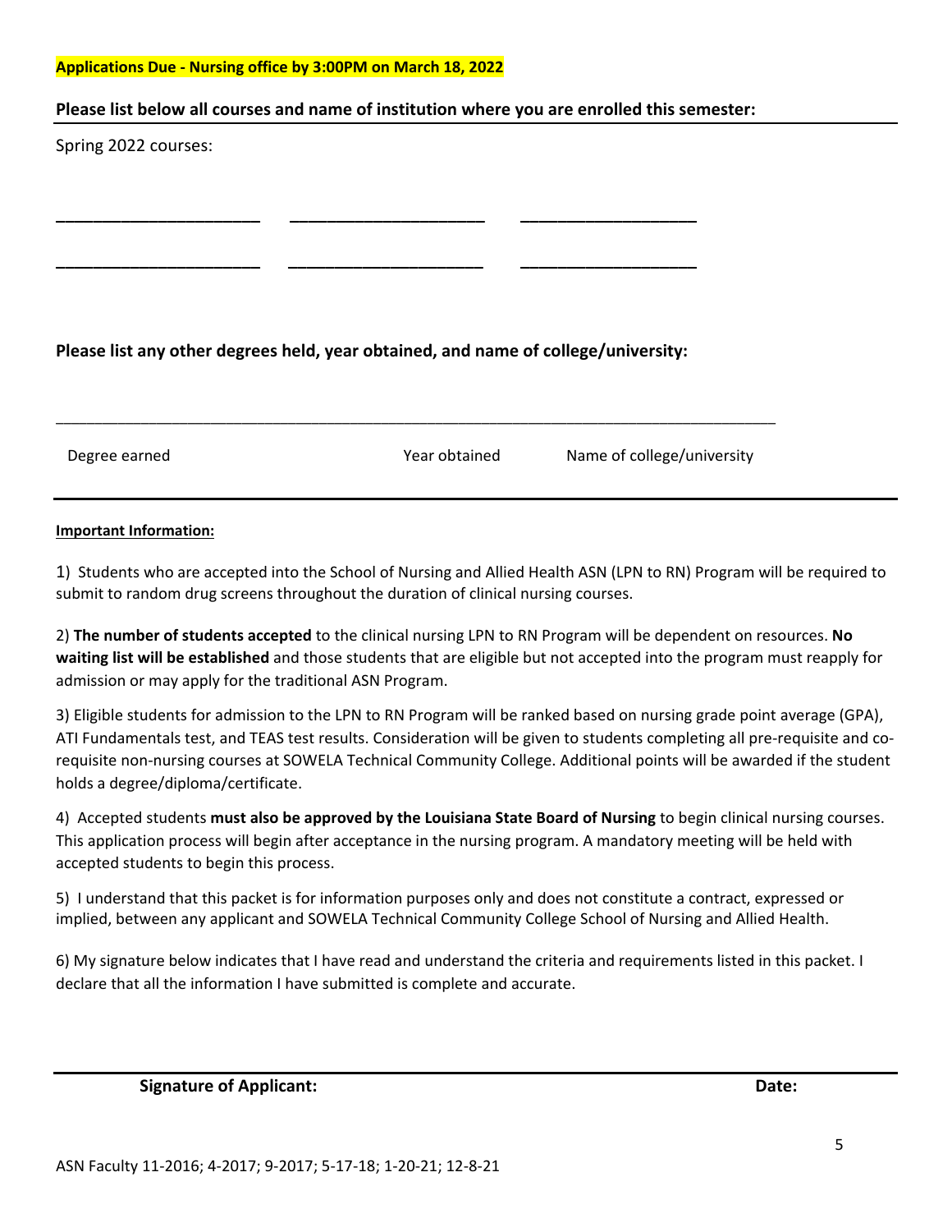**Applications Due - Nursing office by 3:00PM on March 18, 2022**

**Please list below all courses and name of institution where you are enrolled this semester:**

Spring 2022 courses:

______________________  ______________________  ______________________

______________________  ______________________  ______________________

**Please list any other degrees held, year obtained, and name of college/university:**

_____________________________________________________________________________

Degree earned                    Year obtained          Name of college/university

**Important Information:**

1) Students who are accepted into the School of Nursing and Allied Health ASN (LPN to RN) Program will be required to submit to random drug screens throughout the duration of clinical nursing courses.

2) **The number of students accepted** to the clinical nursing LPN to RN Program will be dependent on resources. **No waiting list will be established** and those students that are eligible but not accepted into the program must reapply for admission or may apply for the traditional ASN Program.

3) Eligible students for admission to the LPN to RN Program will be ranked based on nursing grade point average (GPA), ATI Fundamentals test, and TEAS test results. Consideration will be given to students completing all pre-requisite and co-requisite non-nursing courses at SOWELA Technical Community College. Additional points will be awarded if the student holds a degree/diploma/certificate.

4) Accepted students **must also be approved by the Louisiana State Board of Nursing** to begin clinical nursing courses. This application process will begin after acceptance in the nursing program. A mandatory meeting will be held with accepted students to begin this process.

5) I understand that this packet is for information purposes only and does not constitute a contract, expressed or implied, between any applicant and SOWELA Technical Community College School of Nursing and Allied Health.

6) My signature below indicates that I have read and understand the criteria and requirements listed in this packet. I declare that all the information I have submitted is complete and accurate.

**Signature of Applicant:** **Date:**

ASN Faculty 11-2016; 4-2017; 9-2017; 5-17-18; 1-20-21; 12-8-21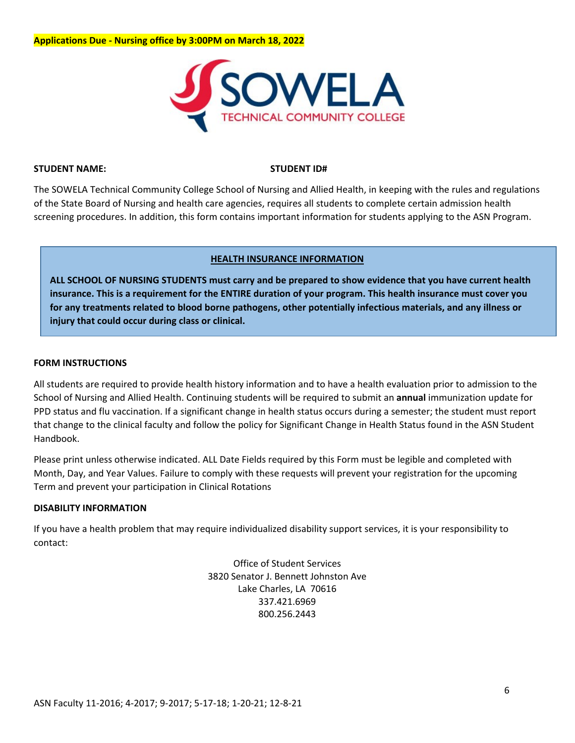**Applications Due - Nursing office by 3:00PM on March 18, 2022**

**STUDENT NAME:** **STUDENT ID#**

The SOWELA Technical Community College School of Nursing and Allied Health, in keeping with the rules and regulations of the State Board of Nursing and health care agencies, requires all students to complete certain admission health screening procedures. In addition, this form contains important information for students applying to the ASN Program.

**HEALTH INSURANCE INFORMATION**

**ALL SCHOOL OF NURSING STUDENTS must carry and be prepared to show evidence that you have current health insurance. This is a requirement for the ENTIRE duration of your program. This health insurance must cover you for any treatments related to blood borne pathogens, other potentially infectious materials, and any illness or injury that could occur during class or clinical.**

**FORM INSTRUCTIONS**

All students are required to provide health history information and to have a health evaluation prior to admission to the School of Nursing and Allied Health. Continuing students will be required to submit an **annual** immunization update for PPD status and flu vaccination. If a significant change in health status occurs during a semester; the student must report that change to the clinical faculty and follow the policy for Significant Change in Health Status found in the ASN Student Handbook.

Please print unless otherwise indicated. ALL Date Fields required by this Form must be legible and completed with Month, Day, and Year Values. Failure to comply with these requests will prevent your registration for the upcoming Term and prevent your participation in Clinical Rotations

**DISABILITY INFORMATION**

If you have a health problem that may require individualized disability support services, it is your responsibility to contact:

Office of Student Services
3820 Senator J. Bennett Johnston Ave
Lake Charles, LA 70616
337.421.6969
800.256.2443

ASN Faculty 11-2016; 4-2017; 9-2017; 5-17-18; 1-20-21; 12-8-21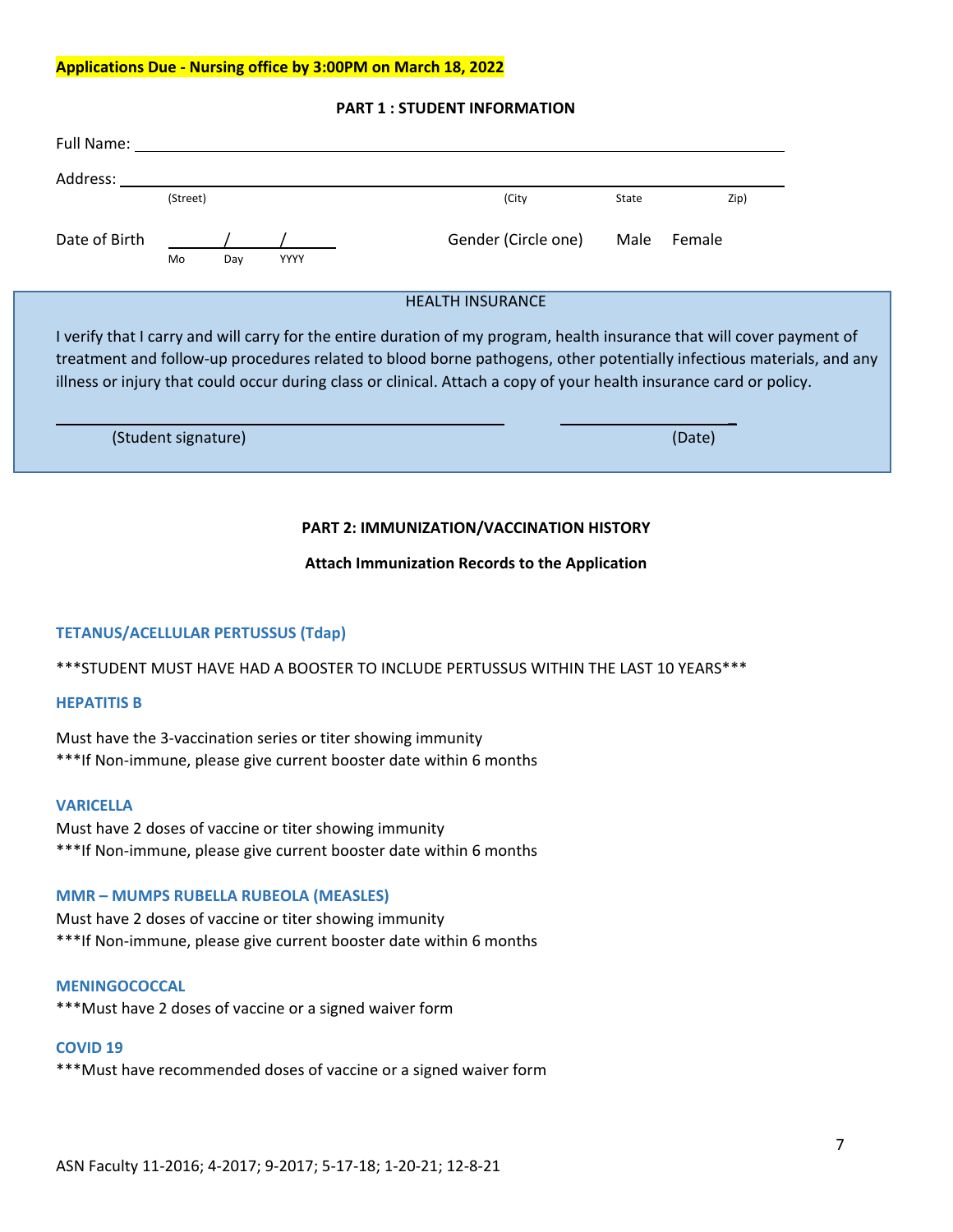**Applications Due - Nursing office by 3:00PM on March 18, 2022**

## PART 1 : STUDENT INFORMATION

Full Name: ________________________________________________________________

Address: ________________________________________________________________
(Street) (City State Zip)

Date of Birth ____/____/____ Gender (Circle one) Male Female
Mo Day YYYY

### HEALTH INSURANCE

I verify that I carry and will carry for the entire duration of my program, health insurance that will cover payment of treatment and follow-up procedures related to blood borne pathogens, other potentially infectious materials, and any illness or injury that could occur during class or clinical. Attach a copy of your health insurance card or policy.

______________________________________ ____________________
(Student signature) (Date)

## PART 2: IMMUNIZATION/VACCINATION HISTORY

**Attach Immunization Records to the Application**

### TETANUS/ACELLULAR PERTUSSUS (Tdap)

***STUDENT MUST HAVE HAD A BOOSTER TO INCLUDE PERTUSSUS WITHIN THE LAST 10 YEARS***

### HEPATITIS B

Must have the 3-vaccination series or titer showing immunity
***If Non-immune, please give current booster date within 6 months

### VARICELLA

Must have 2 doses of vaccine or titer showing immunity
***If Non-immune, please give current booster date within 6 months

### MMR – MUMPS RUBELLA RUBEOLA (MEASLES)

Must have 2 doses of vaccine or titer showing immunity
***If Non-immune, please give current booster date within 6 months

### MENINGOCOCCAL

***Must have 2 doses of vaccine or a signed waiver form

### COVID 19

***Must have recommended doses of vaccine or a signed waiver form

ASN Faculty 11-2016; 4-2017; 9-2017; 5-17-18; 1-20-21; 12-8-21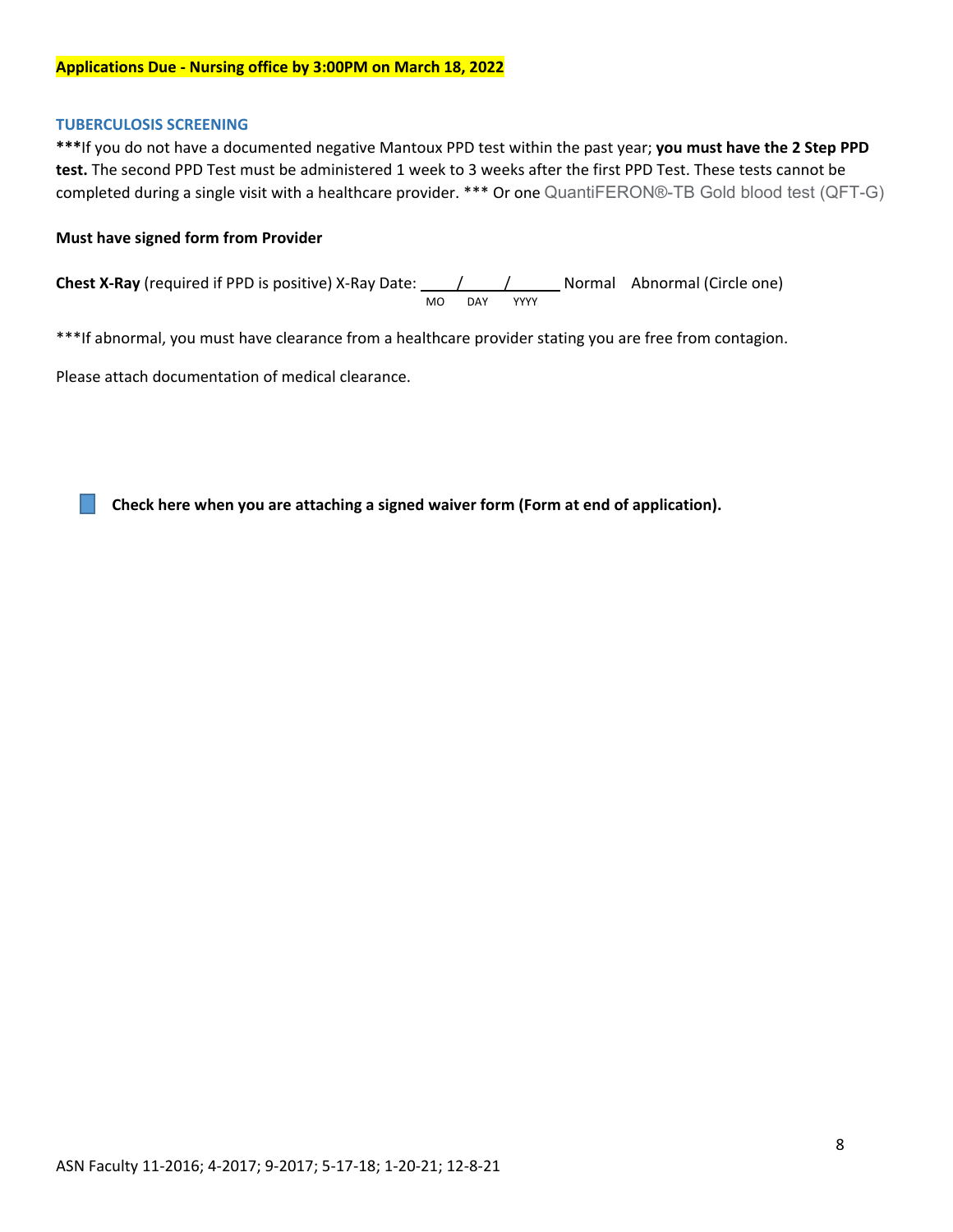**Applications Due - Nursing office by 3:00PM on March 18, 2022**

## TUBERCULOSIS SCREENING

***If you do not have a documented negative Mantoux PPD test within the past year; **you must have the 2 Step PPD test.** The second PPD Test must be administered 1 week to 3 weeks after the first PPD Test. These tests cannot be completed during a single visit with a healthcare provider. *** Or one QuantiFERON®-TB Gold blood test (QFT-G)

**Must have signed form from Provider**

**Chest X-Ray** (required if PPD is positive) X-Ray Date: ____/____/______ Normal   Abnormal (Circle one)
(MO / DAY / YYYY)

***If abnormal, you must have clearance from a healthcare provider stating you are free from contagion.

Please attach documentation of medical clearance.

☐ **Check here when you are attaching a signed waiver form (Form at end of application).**

ASN Faculty 11-2016; 4-2017; 9-2017; 5-17-18; 1-20-21; 12-8-21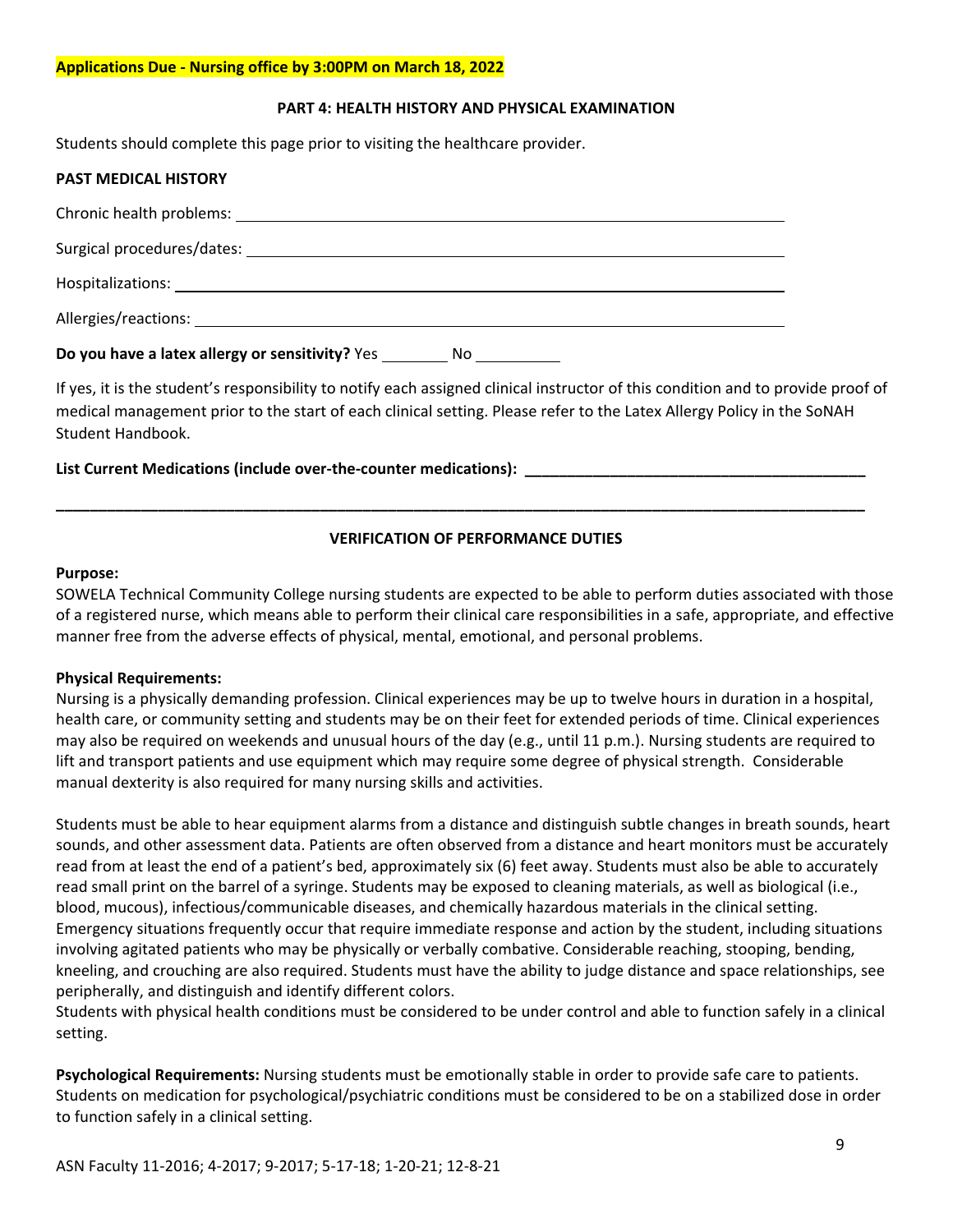**Applications Due - Nursing office by 3:00PM on March 18, 2022**

## PART 4: HEALTH HISTORY AND PHYSICAL EXAMINATION

Students should complete this page prior to visiting the healthcare provider.

### PAST MEDICAL HISTORY

Chronic health problems: ______________________________________________________________

Surgical procedures/dates: ______________________________________________________________

Hospitalizations: ______________________________________________________________

Allergies/reactions: ______________________________________________________________

**Do you have a latex allergy or sensitivity?** Yes ________ No __________

If yes, it is the student's responsibility to notify each assigned clinical instructor of this condition and to provide proof of medical management prior to the start of each clinical setting. Please refer to the Latex Allergy Policy in the SoNAH Student Handbook.

**List Current Medications (include over-the-counter medications): ________________________________________**

**______________________________________________________________________________________________**

## VERIFICATION OF PERFORMANCE DUTIES

**Purpose:**
SOWELA Technical Community College nursing students are expected to be able to perform duties associated with those of a registered nurse, which means able to perform their clinical care responsibilities in a safe, appropriate, and effective manner free from the adverse effects of physical, mental, emotional, and personal problems.

**Physical Requirements:**
Nursing is a physically demanding profession. Clinical experiences may be up to twelve hours in duration in a hospital, health care, or community setting and students may be on their feet for extended periods of time. Clinical experiences may also be required on weekends and unusual hours of the day (e.g., until 11 p.m.). Nursing students are required to lift and transport patients and use equipment which may require some degree of physical strength. Considerable manual dexterity is also required for many nursing skills and activities.

Students must be able to hear equipment alarms from a distance and distinguish subtle changes in breath sounds, heart sounds, and other assessment data. Patients are often observed from a distance and heart monitors must be accurately read from at least the end of a patient's bed, approximately six (6) feet away. Students must also be able to accurately read small print on the barrel of a syringe. Students may be exposed to cleaning materials, as well as biological (i.e., blood, mucous), infectious/communicable diseases, and chemically hazardous materials in the clinical setting. Emergency situations frequently occur that require immediate response and action by the student, including situations involving agitated patients who may be physically or verbally combative. Considerable reaching, stooping, bending, kneeling, and crouching are also required. Students must have the ability to judge distance and space relationships, see peripherally, and distinguish and identify different colors.
Students with physical health conditions must be considered to be under control and able to function safely in a clinical setting.

**Psychological Requirements:** Nursing students must be emotionally stable in order to provide safe care to patients. Students on medication for psychological/psychiatric conditions must be considered to be on a stabilized dose in order to function safely in a clinical setting.

ASN Faculty 11-2016; 4-2017; 9-2017; 5-17-18; 1-20-21; 12-8-21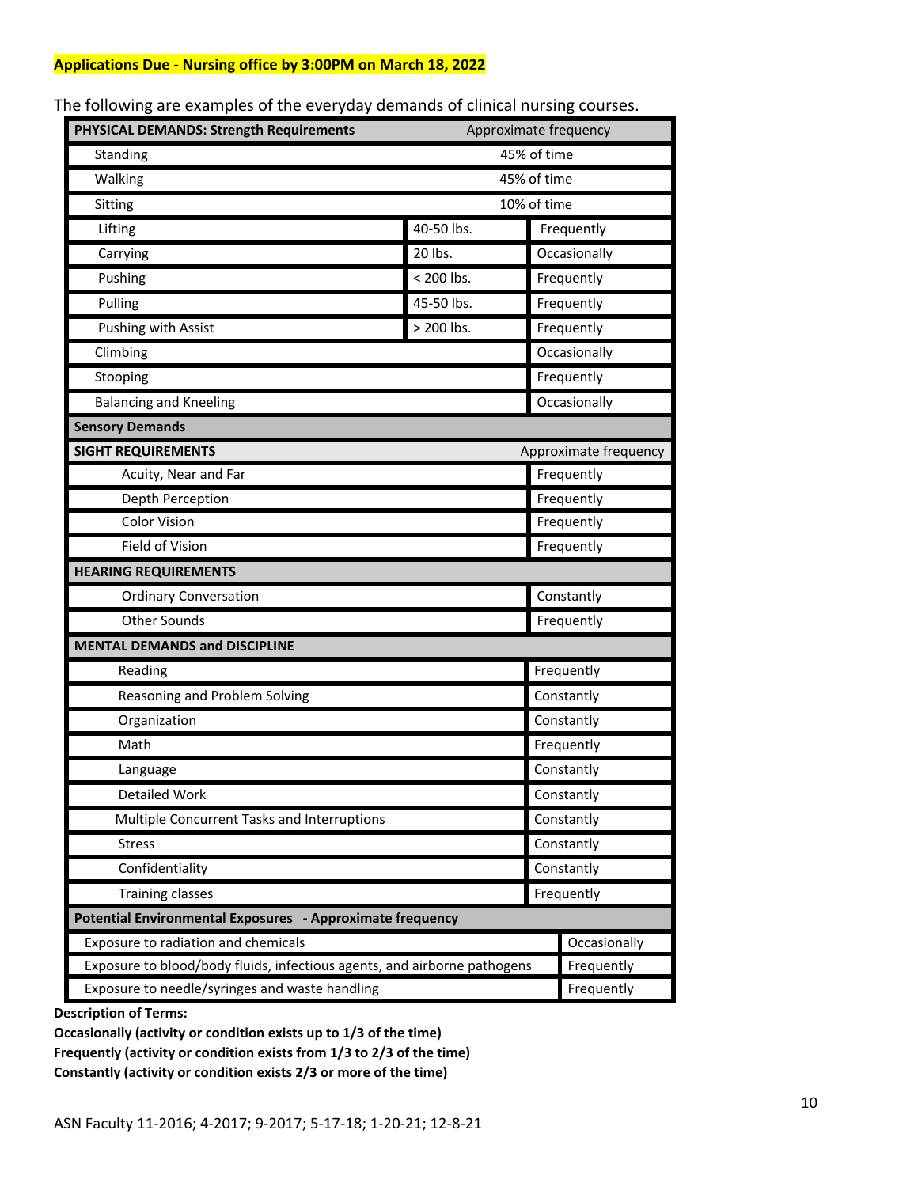**Applications Due - Nursing office by 3:00PM on March 18, 2022**

The following are examples of the everyday demands of clinical nursing courses.

| PHYSICAL DEMANDS: Strength Requirements | | Approximate frequency |
|---|---|---|
| Standing | | 45% of time |
| Walking | | 45% of time |
| Sitting | | 10% of time |
| Lifting | 40-50 lbs. | Frequently |
| Carrying | 20 lbs. | Occasionally |
| Pushing | < 200 lbs. | Frequently |
| Pulling | 45-50 lbs. | Frequently |
| Pushing with Assist | > 200 lbs. | Frequently |
| Climbing | | Occasionally |
| Stooping | | Frequently |
| Balancing and Kneeling | | Occasionally |
| **Sensory Demands** | | |
| **SIGHT REQUIREMENTS** | | Approximate frequency |
| Acuity, Near and Far | | Frequently |
| Depth Perception | | Frequently |
| Color Vision | | Frequently |
| Field of Vision | | Frequently |
| **HEARING REQUIREMENTS** | | |
| Ordinary Conversation | | Constantly |
| Other Sounds | | Frequently |
| **MENTAL DEMANDS and DISCIPLINE** | | |
| Reading | | Frequently |
| Reasoning and Problem Solving | | Constantly |
| Organization | | Constantly |
| Math | | Frequently |
| Language | | Constantly |
| Detailed Work | | Constantly |
| Multiple Concurrent Tasks and Interruptions | | Constantly |
| Stress | | Constantly |
| Confidentiality | | Constantly |
| Training classes | | Frequently |
| **Potential Environmental Exposures - Approximate frequency** | | |
| Exposure to radiation and chemicals | | Occasionally |
| Exposure to blood/body fluids, infectious agents, and airborne pathogens | | Frequently |
| Exposure to needle/syringes and waste handling | | Frequently |

**Description of Terms:**
**Occasionally (activity or condition exists up to 1/3 of the time)**
**Frequently (activity or condition exists from 1/3 to 2/3 of the time)**
**Constantly (activity or condition exists 2/3 or more of the time)**

ASN Faculty 11-2016; 4-2017; 9-2017; 5-17-18; 1-20-21; 12-8-21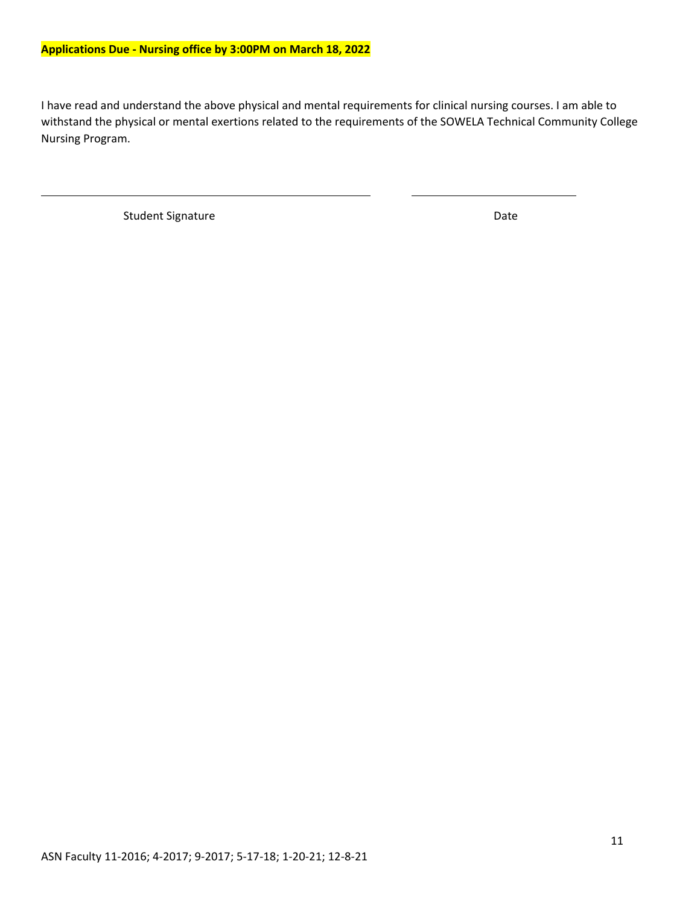**Applications Due - Nursing office by 3:00PM on March 18, 2022**

I have read and understand the above physical and mental requirements for clinical nursing courses. I am able to withstand the physical or mental exertions related to the requirements of the SOWELA Technical Community College Nursing Program.

\_\_\_\_\_\_\_\_\_\_\_\_\_\_\_\_\_\_\_\_\_\_\_\_\_\_\_\_\_\_\_\_\_\_\_\_\_\_\_\_    \_\_\_\_\_\_\_\_\_\_\_\_\_\_\_\_\_\_\_\_\_\_\_\_

Student Signature    Date

ASN Faculty 11-2016; 4-2017; 9-2017; 5-17-18; 1-20-21; 12-8-21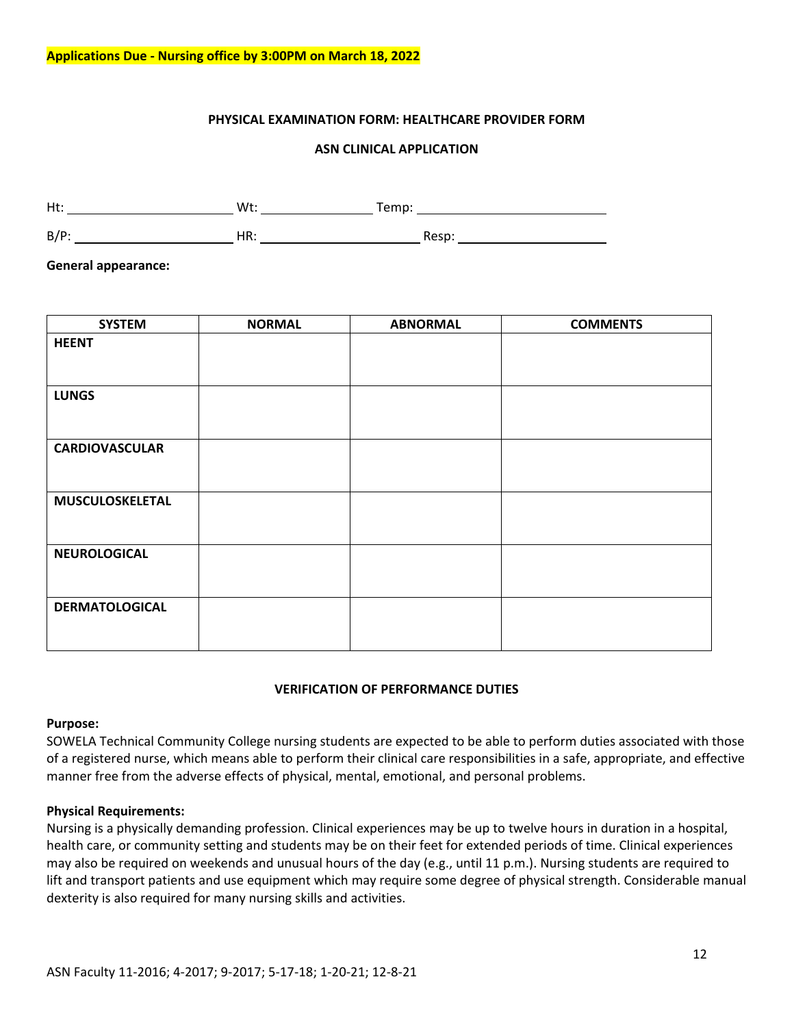**Applications Due - Nursing office by 3:00PM on March 18, 2022**

## PHYSICAL EXAMINATION FORM: HEALTHCARE PROVIDER FORM

## ASN CLINICAL APPLICATION

Ht: ____________________ Wt: ______________ Temp: ______________________

B/P: ____________________ HR: ____________________ Resp: ____________________

**General appearance:**

| SYSTEM | NORMAL | ABNORMAL | COMMENTS |
|---|---|---|---|
| **HEENT** | | | |
| **LUNGS** | | | |
| **CARDIOVASCULAR** | | | |
| **MUSCULOSKELETAL** | | | |
| **NEUROLOGICAL** | | | |
| **DERMATOLOGICAL** | | | |

## VERIFICATION OF PERFORMANCE DUTIES

**Purpose:**

SOWELA Technical Community College nursing students are expected to be able to perform duties associated with those of a registered nurse, which means able to perform their clinical care responsibilities in a safe, appropriate, and effective manner free from the adverse effects of physical, mental, emotional, and personal problems.

**Physical Requirements:**

Nursing is a physically demanding profession. Clinical experiences may be up to twelve hours in duration in a hospital, health care, or community setting and students may be on their feet for extended periods of time. Clinical experiences may also be required on weekends and unusual hours of the day (e.g., until 11 p.m.). Nursing students are required to lift and transport patients and use equipment which may require some degree of physical strength. Considerable manual dexterity is also required for many nursing skills and activities.

ASN Faculty 11-2016; 4-2017; 9-2017; 5-17-18; 1-20-21; 12-8-21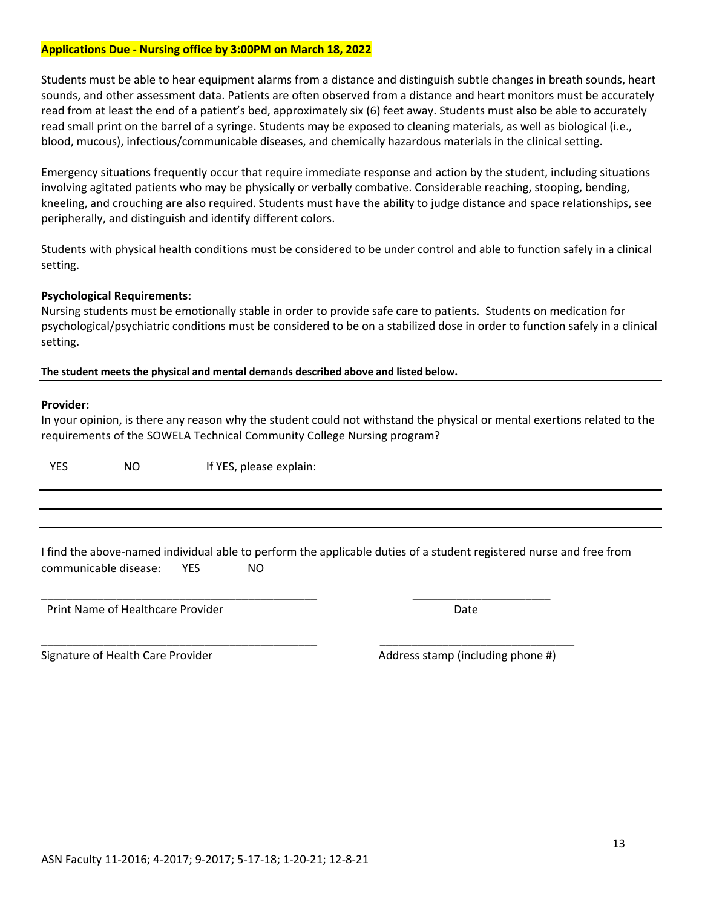**Applications Due - Nursing office by 3:00PM on March 18, 2022**

Students must be able to hear equipment alarms from a distance and distinguish subtle changes in breath sounds, heart sounds, and other assessment data. Patients are often observed from a distance and heart monitors must be accurately read from at least the end of a patient's bed, approximately six (6) feet away. Students must also be able to accurately read small print on the barrel of a syringe. Students may be exposed to cleaning materials, as well as biological (i.e., blood, mucous), infectious/communicable diseases, and chemically hazardous materials in the clinical setting.

Emergency situations frequently occur that require immediate response and action by the student, including situations involving agitated patients who may be physically or verbally combative. Considerable reaching, stooping, bending, kneeling, and crouching are also required. Students must have the ability to judge distance and space relationships, see peripherally, and distinguish and identify different colors.

Students with physical health conditions must be considered to be under control and able to function safely in a clinical setting.

**Psychological Requirements:**
Nursing students must be emotionally stable in order to provide safe care to patients. Students on medication for psychological/psychiatric conditions must be considered to be on a stabilized dose in order to function safely in a clinical setting.

**The student meets the physical and mental demands described above and listed below.**

---

**Provider:**
In your opinion, is there any reason why the student could not withstand the physical or mental exertions related to the requirements of the SOWELA Technical Community College Nursing program?

YES NO If YES, please explain:

---

---

---

I find the above-named individual able to perform the applicable duties of a student registered nurse and free from communicable disease: YES NO

_____________________________________________ ______________________

Print Name of Healthcare Provider Date

_____________________________________________ _______________________________

Signature of Health Care Provider Address stamp (including phone #)

ASN Faculty 11-2016; 4-2017; 9-2017; 5-17-18; 1-20-21; 12-8-21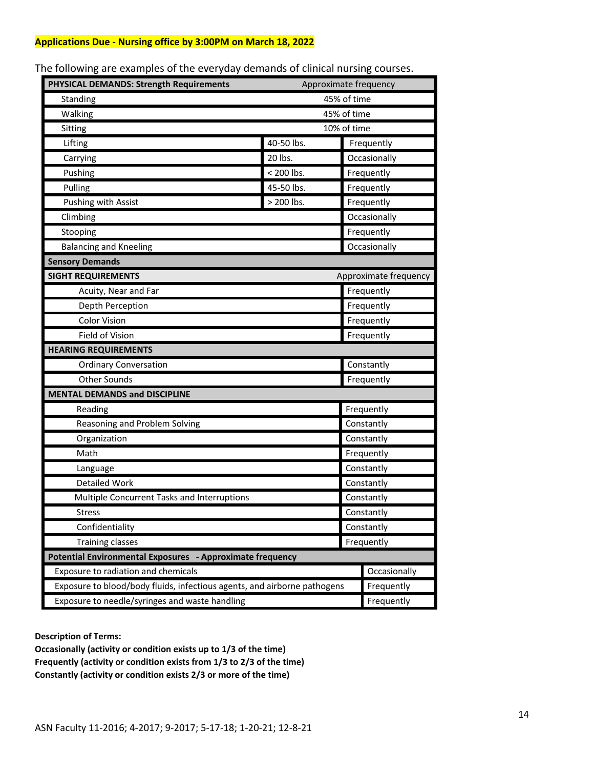**Applications Due - Nursing office by 3:00PM on March 18, 2022**

The following are examples of the everyday demands of clinical nursing courses.

| PHYSICAL DEMANDS: Strength Requirements | | Approximate frequency |
|---|---|---|
| Standing | | 45% of time |
| Walking | | 45% of time |
| Sitting | | 10% of time |
| Lifting | 40-50 lbs. | Frequently |
| Carrying | 20 lbs. | Occasionally |
| Pushing | < 200 lbs. | Frequently |
| Pulling | 45-50 lbs. | Frequently |
| Pushing with Assist | > 200 lbs. | Frequently |
| Climbing | | Occasionally |
| Stooping | | Frequently |
| Balancing and Kneeling | | Occasionally |
| **Sensory Demands** | | |
| **SIGHT REQUIREMENTS** | | Approximate frequency |
| Acuity, Near and Far | | Frequently |
| Depth Perception | | Frequently |
| Color Vision | | Frequently |
| Field of Vision | | Frequently |
| **HEARING REQUIREMENTS** | | |
| Ordinary Conversation | | Constantly |
| Other Sounds | | Frequently |
| **MENTAL DEMANDS and DISCIPLINE** | | |
| Reading | | Frequently |
| Reasoning and Problem Solving | | Constantly |
| Organization | | Constantly |
| Math | | Frequently |
| Language | | Constantly |
| Detailed Work | | Constantly |
| Multiple Concurrent Tasks and Interruptions | | Constantly |
| Stress | | Constantly |
| Confidentiality | | Constantly |
| Training classes | | Frequently |
| **Potential Environmental Exposures - Approximate frequency** | | |
| Exposure to radiation and chemicals | | Occasionally |
| Exposure to blood/body fluids, infectious agents, and airborne pathogens | | Frequently |
| Exposure to needle/syringes and waste handling | | Frequently |

**Description of Terms:**
**Occasionally (activity or condition exists up to 1/3 of the time)**
**Frequently (activity or condition exists from 1/3 to 2/3 of the time)**
**Constantly (activity or condition exists 2/3 or more of the time)**

ASN Faculty 11-2016; 4-2017; 9-2017; 5-17-18; 1-20-21; 12-8-21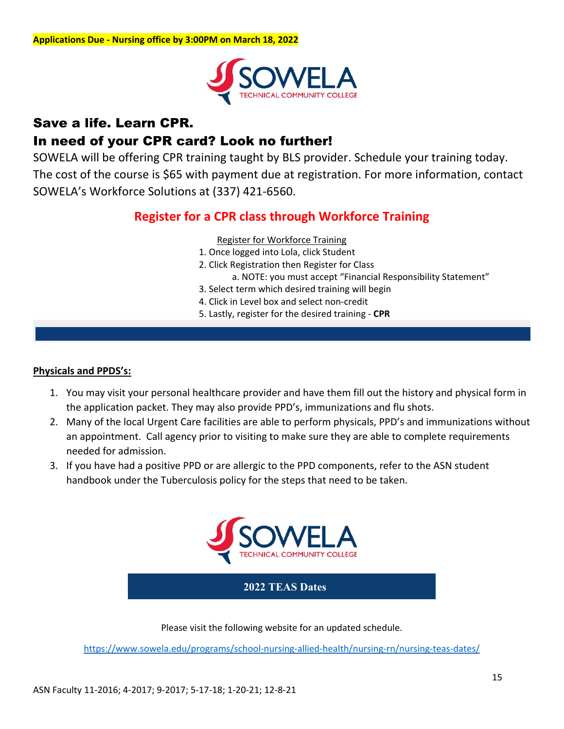**Applications Due - Nursing office by 3:00PM on March 18, 2022**

SOWELA TECHNICAL COMMUNITY COLLEGE

## Save a life. Learn CPR.
## In need of your CPR card? Look no further!

SOWELA will be offering CPR training taught by BLS provider. Schedule your training today. The cost of the course is $65 with payment due at registration. For more information, contact SOWELA's Workforce Solutions at (337) 421-6560.

### Register for a CPR class through Workforce Training

Register for Workforce Training

1. Once logged into Lola, click Student
2. Click Registration then Register for Class
   a. NOTE: you must accept "Financial Responsibility Statement"
3. Select term which desired training will begin
4. Click in Level box and select non-credit
5. Lastly, register for the desired training - **CPR**

**Physicals and PPDS's:**

1. You may visit your personal healthcare provider and have them fill out the history and physical form in the application packet. They may also provide PPD's, immunizations and flu shots.
2. Many of the local Urgent Care facilities are able to perform physicals, PPD's and immunizations without an appointment. Call agency prior to visiting to make sure they are able to complete requirements needed for admission.
3. If you have had a positive PPD or are allergic to the PPD components, refer to the ASN student handbook under the Tuberculosis policy for the steps that need to be taken.

SOWELA TECHNICAL COMMUNITY COLLEGE

### 2022 TEAS Dates

Please visit the following website for an updated schedule.

https://www.sowela.edu/programs/school-nursing-allied-health/nursing-rn/nursing-teas-dates/

ASN Faculty 11-2016; 4-2017; 9-2017; 5-17-18; 1-20-21; 12-8-21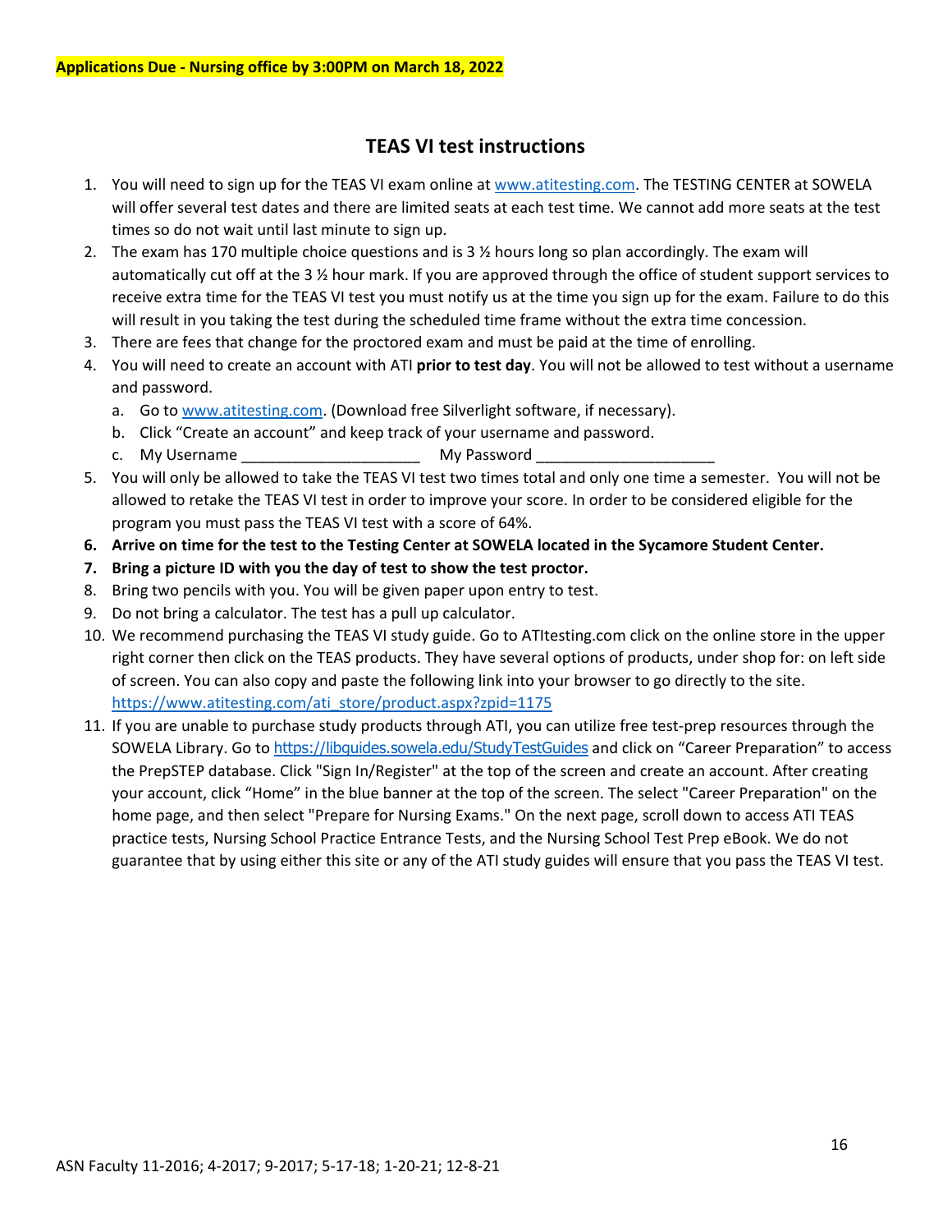**Applications Due - Nursing office by 3:00PM on March 18, 2022**

## TEAS VI test instructions

1. You will need to sign up for the TEAS VI exam online at www.atitesting.com. The TESTING CENTER at SOWELA will offer several test dates and there are limited seats at each test time. We cannot add more seats at the test times so do not wait until last minute to sign up.
2. The exam has 170 multiple choice questions and is 3 ½ hours long so plan accordingly. The exam will automatically cut off at the 3 ½ hour mark. If you are approved through the office of student support services to receive extra time for the TEAS VI test you must notify us at the time you sign up for the exam. Failure to do this will result in you taking the test during the scheduled time frame without the extra time concession.
3. There are fees that change for the proctored exam and must be paid at the time of enrolling.
4. You will need to create an account with ATI **prior to test day**. You will not be allowed to test without a username and password.
   a. Go to www.atitesting.com. (Download free Silverlight software, if necessary).
   b. Click "Create an account" and keep track of your username and password.
   c. My Username _____________________ My Password _____________________
5. You will only be allowed to take the TEAS VI test two times total and only one time a semester. You will not be allowed to retake the TEAS VI test in order to improve your score. In order to be considered eligible for the program you must pass the TEAS VI test with a score of 64%.
6. **Arrive on time for the test to the Testing Center at SOWELA located in the Sycamore Student Center.**
7. **Bring a picture ID with you the day of test to show the test proctor.**
8. Bring two pencils with you. You will be given paper upon entry to test.
9. Do not bring a calculator. The test has a pull up calculator.
10. We recommend purchasing the TEAS VI study guide. Go to ATItesting.com click on the online store in the upper right corner then click on the TEAS products. They have several options of products, under shop for: on left side of screen. You can also copy and paste the following link into your browser to go directly to the site. https://www.atitesting.com/ati_store/product.aspx?zpid=1175
11. If you are unable to purchase study products through ATI, you can utilize free test-prep resources through the SOWELA Library. Go to https://libguides.sowela.edu/StudyTestGuides and click on "Career Preparation" to access the PrepSTEP database. Click "Sign In/Register" at the top of the screen and create an account. After creating your account, click "Home" in the blue banner at the top of the screen. The select "Career Preparation" on the home page, and then select "Prepare for Nursing Exams." On the next page, scroll down to access ATI TEAS practice tests, Nursing School Practice Entrance Tests, and the Nursing School Test Prep eBook. We do not guarantee that by using either this site or any of the ATI study guides will ensure that you pass the TEAS VI test.

ASN Faculty 11-2016; 4-2017; 9-2017; 5-17-18; 1-20-21; 12-8-21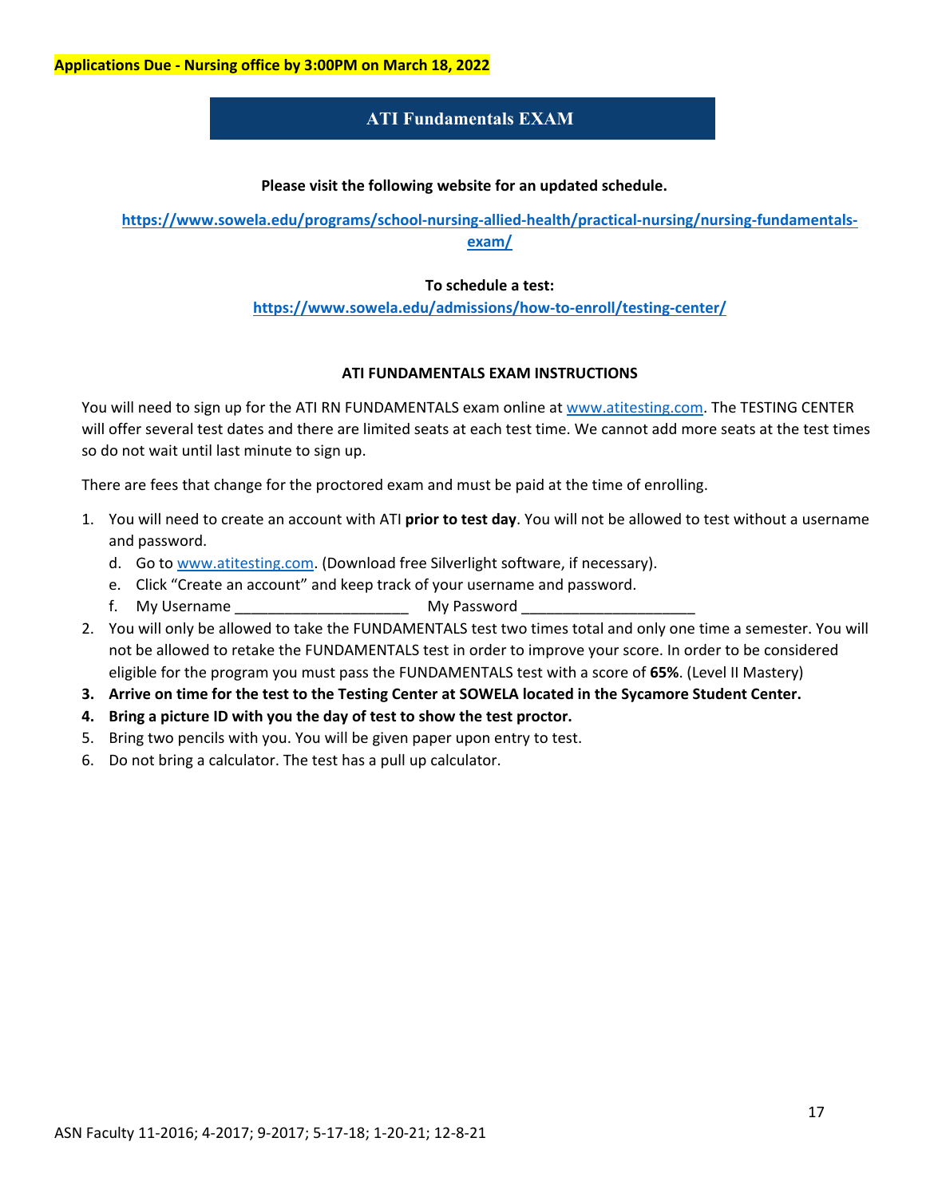**Applications Due - Nursing office by 3:00PM on March 18, 2022**

# ATI Fundamentals EXAM

**Please visit the following website for an updated schedule.**

**https://www.sowela.edu/programs/school-nursing-allied-health/practical-nursing/nursing-fundamentals-exam/**

**To schedule a test:**
**https://www.sowela.edu/admissions/how-to-enroll/testing-center/**

## ATI FUNDAMENTALS EXAM INSTRUCTIONS

You will need to sign up for the ATI RN FUNDAMENTALS exam online at www.atitesting.com. The TESTING CENTER will offer several test dates and there are limited seats at each test time. We cannot add more seats at the test times so do not wait until last minute to sign up.

There are fees that change for the proctored exam and must be paid at the time of enrolling.

1. You will need to create an account with ATI **prior to test day**. You will not be allowed to test without a username and password.
   d. Go to www.atitesting.com. (Download free Silverlight software, if necessary).
   e. Click "Create an account" and keep track of your username and password.
   f. My Username ______________________ My Password ______________________
2. You will only be allowed to take the FUNDAMENTALS test two times total and only one time a semester. You will not be allowed to retake the FUNDAMENTALS test in order to improve your score. In order to be considered eligible for the program you must pass the FUNDAMENTALS test with a score of **65%**. (Level II Mastery)
3. **Arrive on time for the test to the Testing Center at SOWELA located in the Sycamore Student Center.**
4. **Bring a picture ID with you the day of test to show the test proctor.**
5. Bring two pencils with you. You will be given paper upon entry to test.
6. Do not bring a calculator. The test has a pull up calculator.

ASN Faculty 11-2016; 4-2017; 9-2017; 5-17-18; 1-20-21; 12-8-21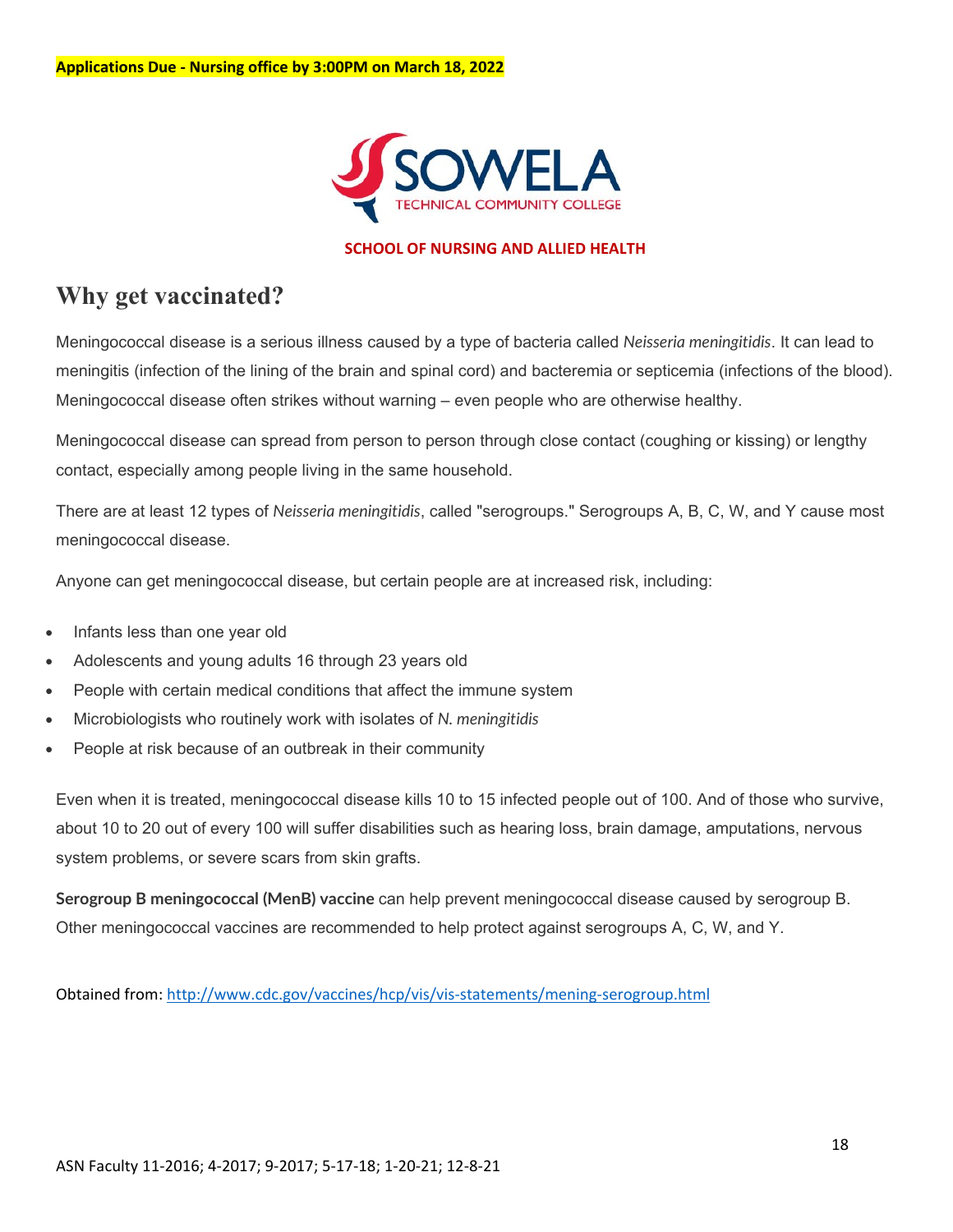**Applications Due - Nursing office by 3:00PM on March 18, 2022**

SOWELA TECHNICAL COMMUNITY COLLEGE

**SCHOOL OF NURSING AND ALLIED HEALTH**

# Why get vaccinated?

Meningococcal disease is a serious illness caused by a type of bacteria called *Neisseria meningitidis*. It can lead to meningitis (infection of the lining of the brain and spinal cord) and bacteremia or septicemia (infections of the blood). Meningococcal disease often strikes without warning – even people who are otherwise healthy.

Meningococcal disease can spread from person to person through close contact (coughing or kissing) or lengthy contact, especially among people living in the same household.

There are at least 12 types of *Neisseria meningitidis*, called "serogroups." Serogroups A, B, C, W, and Y cause most meningococcal disease.

Anyone can get meningococcal disease, but certain people are at increased risk, including:

- Infants less than one year old
- Adolescents and young adults 16 through 23 years old
- People with certain medical conditions that affect the immune system
- Microbiologists who routinely work with isolates of *N. meningitidis*
- People at risk because of an outbreak in their community

Even when it is treated, meningococcal disease kills 10 to 15 infected people out of 100. And of those who survive, about 10 to 20 out of every 100 will suffer disabilities such as hearing loss, brain damage, amputations, nervous system problems, or severe scars from skin grafts.

**Serogroup B meningococcal (MenB) vaccine** can help prevent meningococcal disease caused by serogroup B. Other meningococcal vaccines are recommended to help protect against serogroups A, C, W, and Y.

Obtained from: http://www.cdc.gov/vaccines/hcp/vis/vis-statements/mening-serogroup.html

ASN Faculty 11-2016; 4-2017; 9-2017; 5-17-18; 1-20-21; 12-8-21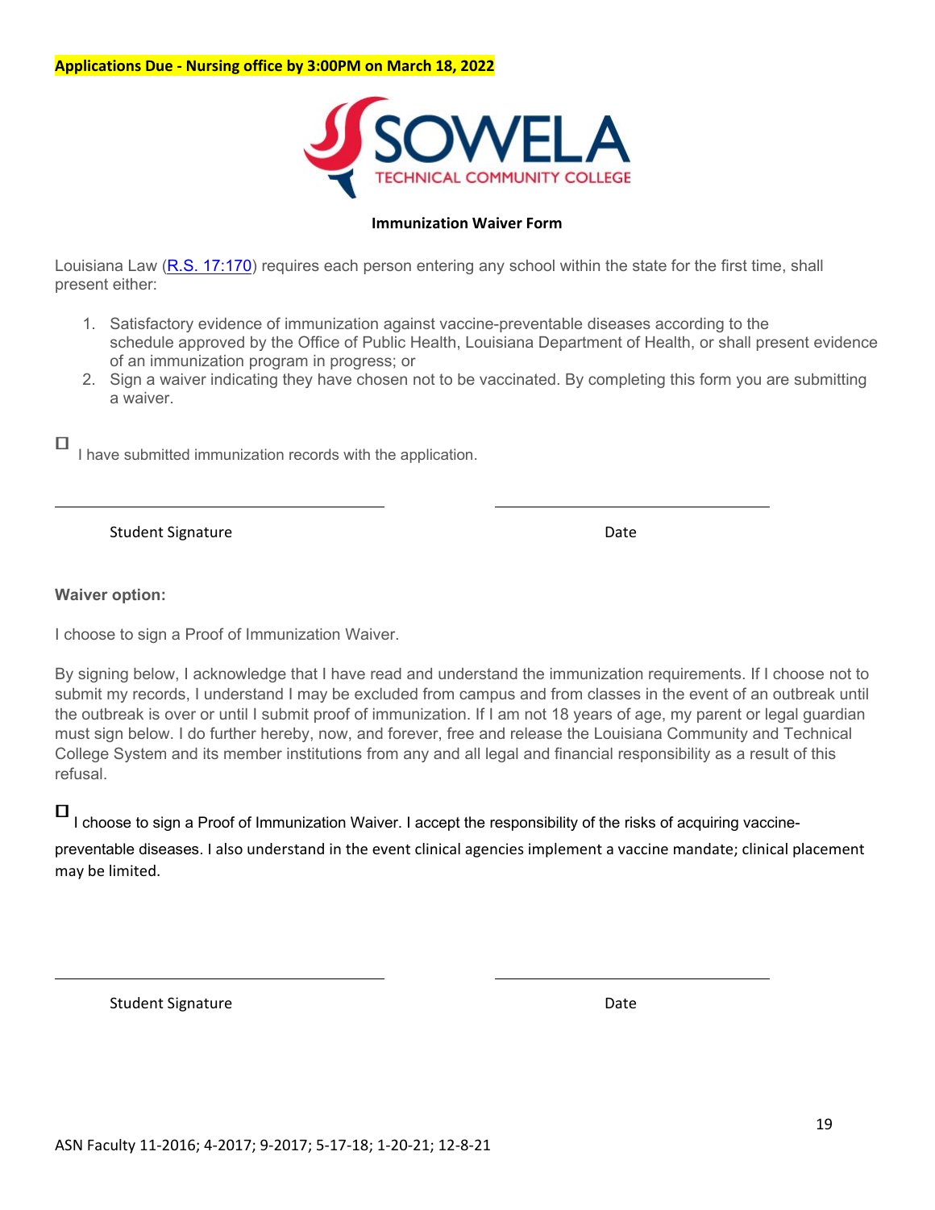**Applications Due - Nursing office by 3:00PM on March 18, 2022**

SOWELA TECHNICAL COMMUNITY COLLEGE

**Immunization Waiver Form**

Louisiana Law (R.S. 17:170) requires each person entering any school within the state for the first time, shall present either:

1. Satisfactory evidence of immunization against vaccine-preventable diseases according to the schedule approved by the Office of Public Health, Louisiana Department of Health, or shall present evidence of an immunization program in progress; or
2. Sign a waiver indicating they have chosen not to be vaccinated. By completing this form you are submitting a waiver.

☐ I have submitted immunization records with the application.

\_\_\_\_\_\_\_\_\_\_\_\_\_\_\_\_\_\_\_\_\_\_\_\_\_\_\_\_ \_\_\_\_\_\_\_\_\_\_\_\_\_\_\_\_\_\_\_\_\_\_\_\_

Student Signature Date

**Waiver option:**

I choose to sign a Proof of Immunization Waiver.

By signing below, I acknowledge that I have read and understand the immunization requirements. If I choose not to submit my records, I understand I may be excluded from campus and from classes in the event of an outbreak until the outbreak is over or until I submit proof of immunization. If I am not 18 years of age, my parent or legal guardian must sign below. I do further hereby, now, and forever, free and release the Louisiana Community and Technical College System and its member institutions from any and all legal and financial responsibility as a result of this refusal.

☐ I choose to sign a Proof of Immunization Waiver. I accept the responsibility of the risks of acquiring vaccine-preventable diseases. I also understand in the event clinical agencies implement a vaccine mandate; clinical placement may be limited.

\_\_\_\_\_\_\_\_\_\_\_\_\_\_\_\_\_\_\_\_\_\_\_\_\_\_\_\_ \_\_\_\_\_\_\_\_\_\_\_\_\_\_\_\_\_\_\_\_\_\_\_\_

Student Signature Date

ASN Faculty 11-2016; 4-2017; 9-2017; 5-17-18; 1-20-21; 12-8-21